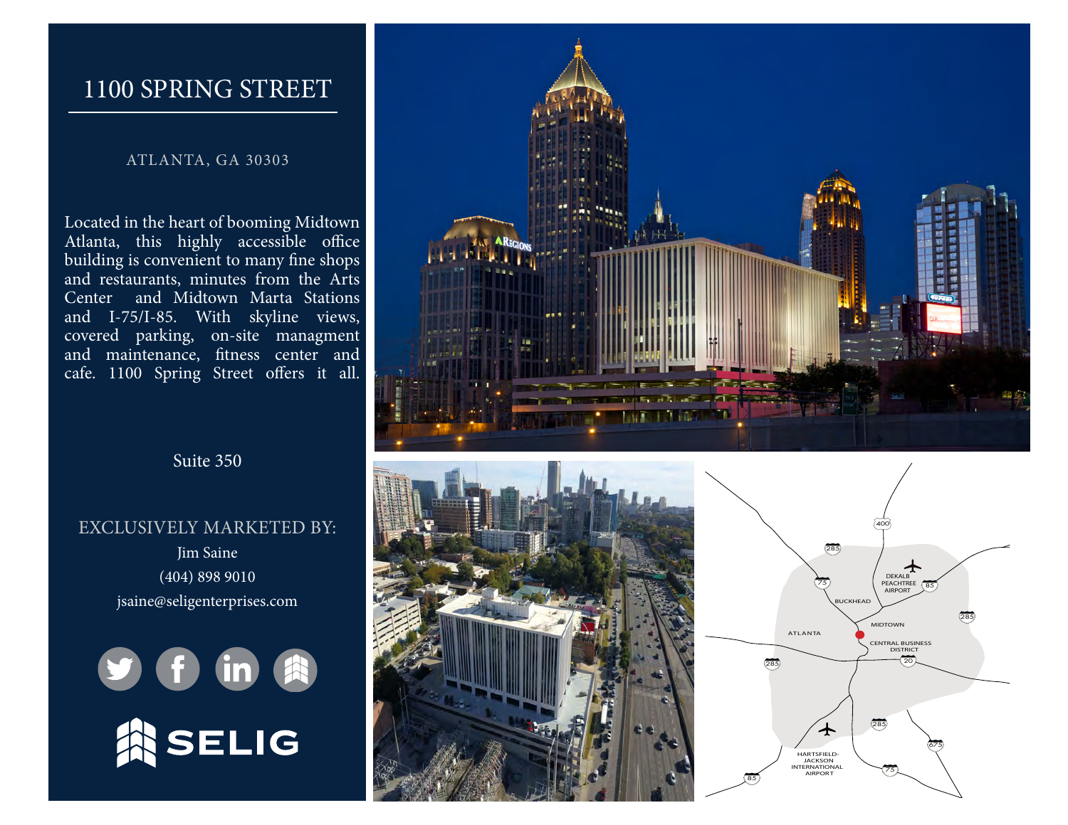# 1100 SPRING STREET

ATLANTA, GA 30303

Located in the heart of booming Midtown Atlanta, this highly accessible office building is convenient to many fine shops and restaurants, minutes from the Arts Center and Midtown Marta Stations and I-75/I-85. With skyline views, covered parking, on-site managment and maintenance, fitness center and cafe. 1100 Spring Street offers it all.

Suite 350

EXCLUSIVELY MARKETED BY:

Jim Saine

(404) 898 9010

jsaine@seligenterprises.com

SELIG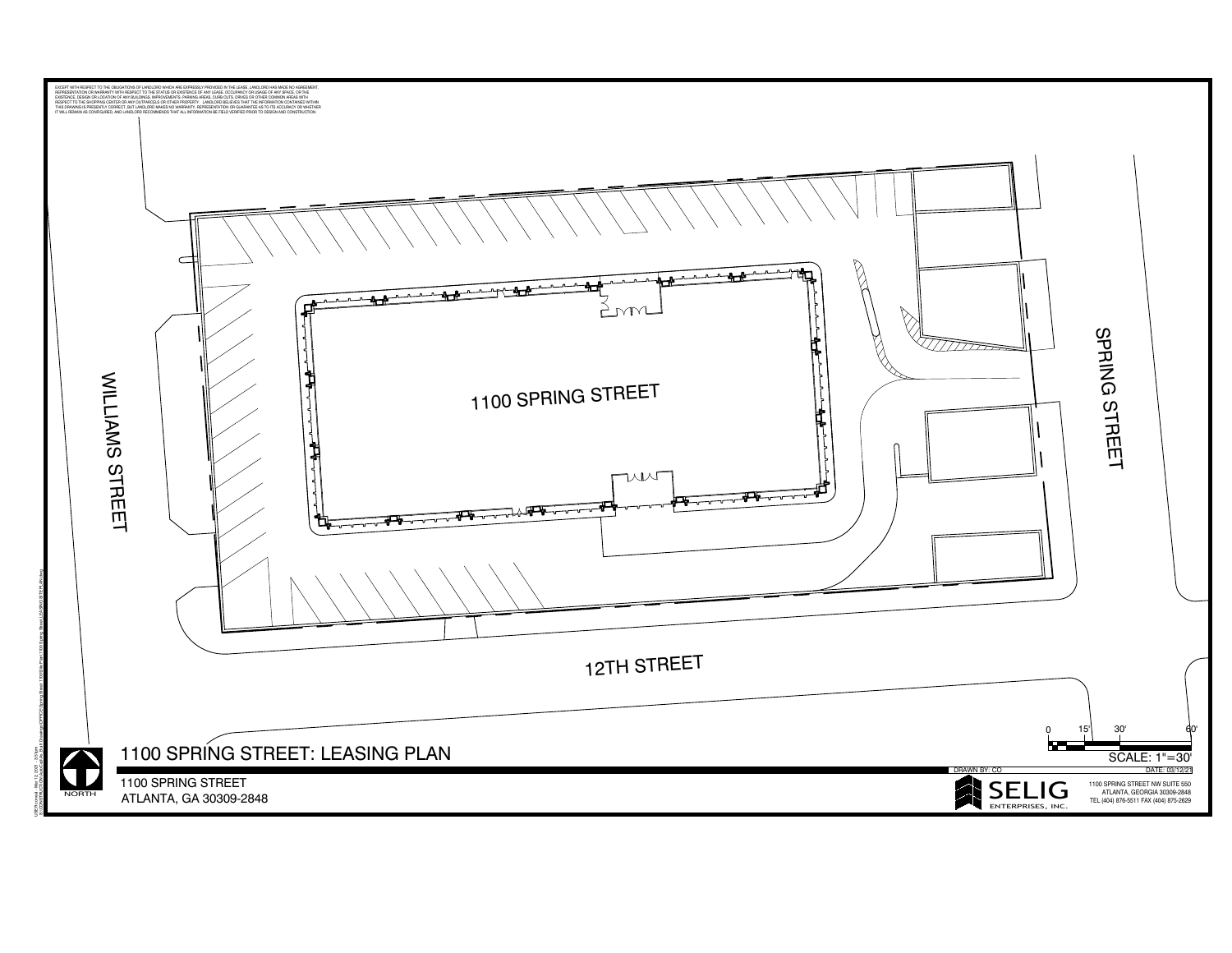EXCEPT WITH RESPECT TO THE OBLIGATIONS OF LANDLORD WHICH ARE EXPRESSLY PROVIDED IN THE LEASE, LANDLORD HAS MADE NO AGREEMENT, REPRESENTATION OR WARRANTY WITH RESPECT TO THE STATUS OR EXISTENCE OF ANY LEASE, OCCUPANCY OR USAGE OF ANY SPACE, OR THE EXISTENCE, DESIGN OR LOCATION OF ANY BUILDINGS, IMPROVEMENTS, PARKING AREAS, CURB CUTS, DRIVES OR OTHER COMMON AREAS WITH RESPECT TO THE SHOPPING CENTER OR ANY OUTPARCELS OR OTHER PROPERTY. LANDLORD BELIEVES THAT THE INFORMATION CONTAINED WITHIN THIS DRAWING IS PRESENTLY CORRECT, BUT LANDLORD MAKES NO WARRANTY, REPRESENTATION OR GUARANTEE AS TO ITS ACCURACY OR WHETHER IT WILL REMAIN AS CONFIGURED, AND LANDLORD RECOMMENDS THAT ALL INFORMATION BE FIELD VERIFIED PRIOR TO DESIGN AND CONSTRUCTION.

WILLIAMS STREET

1100 SPRING STREET

SPRING STREET

12TH STREET

NORTH

# 1100 SPRING STREET: LEASING PLAN

1100 SPRING STREET
ATLANTA, GA 30309-2848

0 15' 30' 60'

SCALE: 1"=30'

DRAWN BY: CO

DATE: 03/12/23

SELIG ENTERPRISES, INC.

1100 SPRING STREET NW SUITE 550
ATLANTA, GEORGIA 30309-2848
TEL (404) 876-5511 FAX (404) 875-2629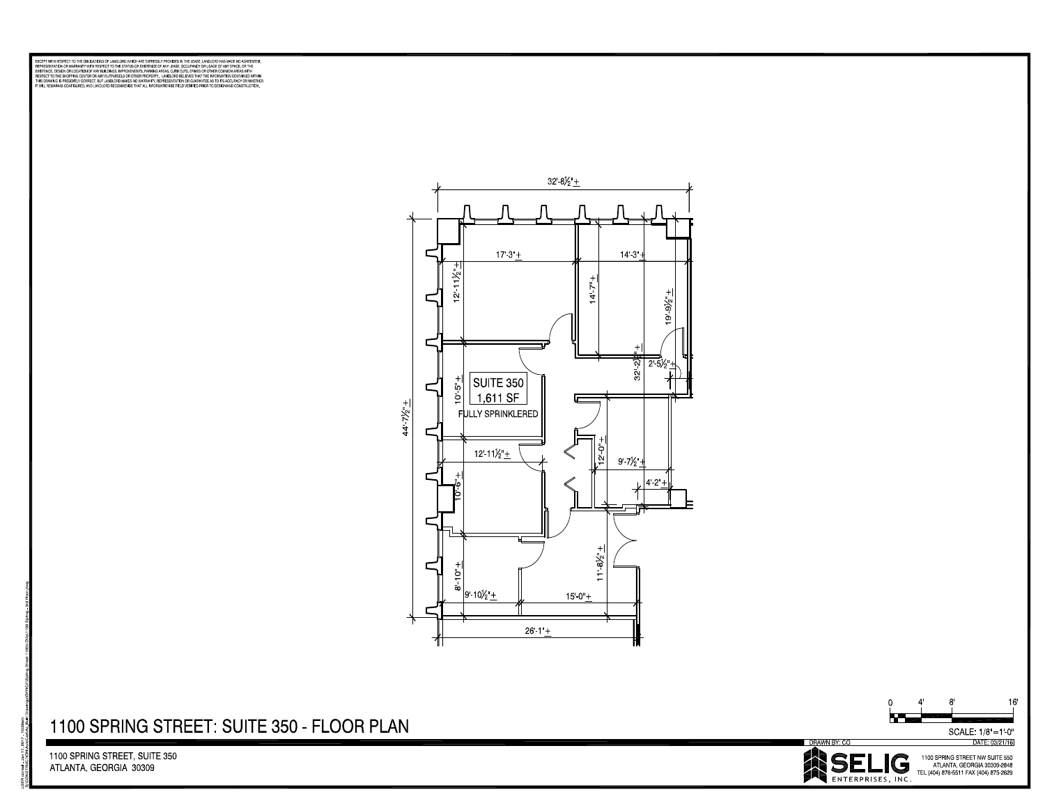EXCEPT WITH RESPECT TO THE OBLIGATIONS OF LANDLORD WHICH ARE EXPRESSLY PROVIDED IN THE LEASE, LANDLORD HAS MADE NO AGREEMENT, REPRESENTATION OR WARRANTY WITH RESPECT TO THE STATUS OR EXISTENCE OF ANY LEASE, OCCUPANCY OR USAGE OF ANY SPACE, OR THE EXISTENCE, DESIGN OR LOCATION OF ANY BUILDINGS, IMPROVEMENTS, PARKING AREAS, CURB CUTS, DRIVES OR OTHER COMMON AREAS WITH RESPECT TO THE SHOPPING CENTER OR ANY OUTPARCELS OR OTHER PROPERTY. LANDLORD BELIEVES THAT THE INFORMATION CONTAINED WITHIN THIS DRAWING IS PRESENTLY CORRECT, BUT LANDLORD MAKES NO WARRANTY, REPRESENTATION OR GUARANTEE AS TO ITS ACCURACY OR WHETHER IT WILL REMAIN AS CONFIGURED, AND LANDLORD RECOMMENDS THAT ALL INFORMATION BE FIELD VERIFIED PRIOR TO DESIGN AND CONSTRUCTION.

SUITE 350
1,611 SF
FULLY SPRINKLERED

32'-8½" ±
17'-3" ±
14'-3" ±
12'-11½" ±
14'-7" ±
19'-9½" ±
2'-5½" ±
32'-2½" ±
10'-5" ±
44'-7½" ±
12'-11½" ±
12'-0" ±
9'-7½" ±
4'-2" ±
10'-6" ±
11'-8½" ±
8'-10" ±
9'-10½" ±
15'-0" ±
26'-1" ±

# 1100 SPRING STREET: SUITE 350 - FLOOR PLAN

0 4' 8' 16'

SCALE: 1/8"=1'-0"

DRAWN BY: CO

DATE: 03/21/16

1100 SPRING STREET, SUITE 350
ATLANTA, GEORGIA 30309

SELIG ENTERPRISES, INC.

1100 SPRING STREET NW SUITE 550
ATLANTA, GEORGIA 30309-2848
TEL (404) 876-5511 FAX (404) 875-2629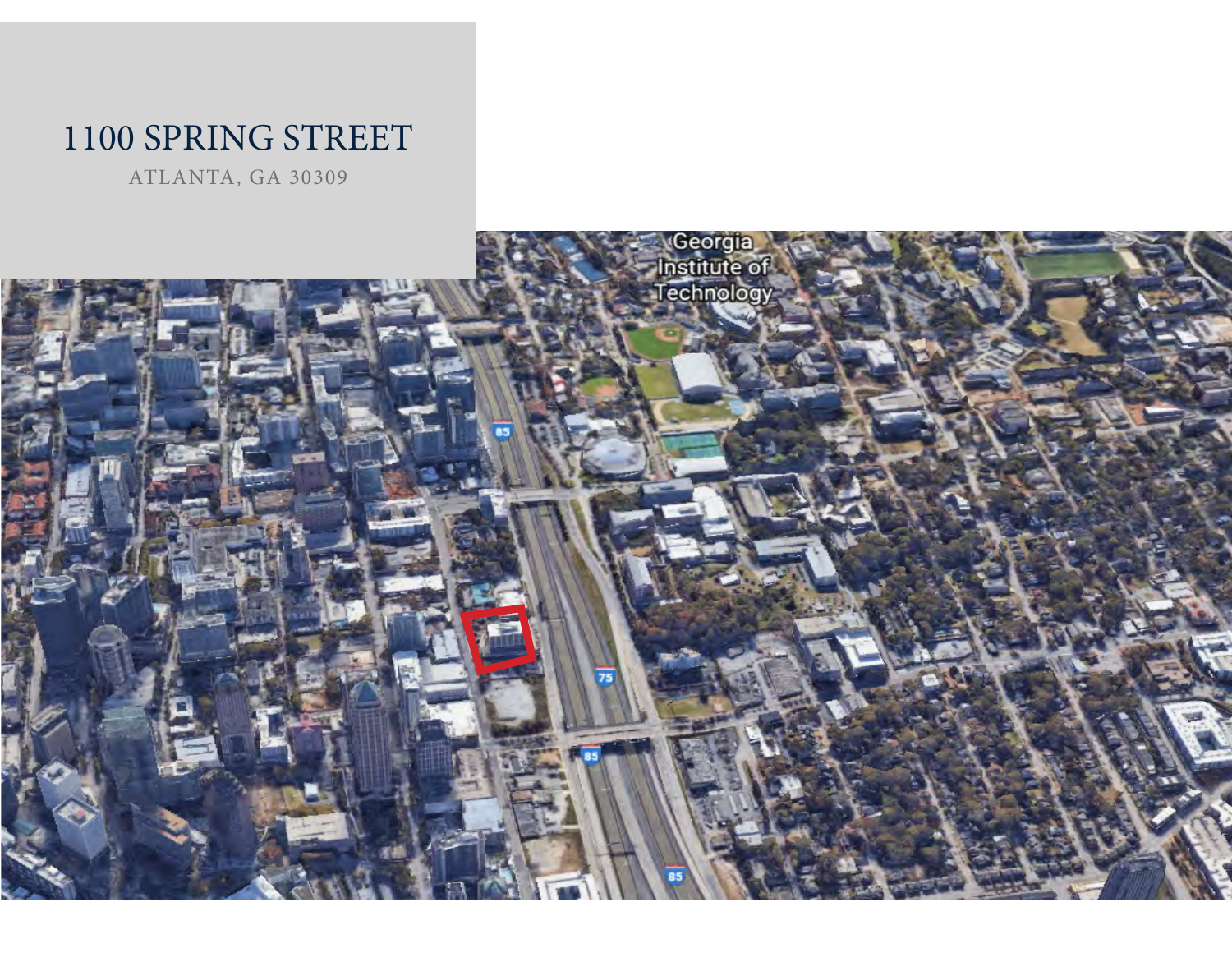# 1100 SPRING STREET

ATLANTA, GA 30309

Georgia Institute of Technology

85

75

85

85